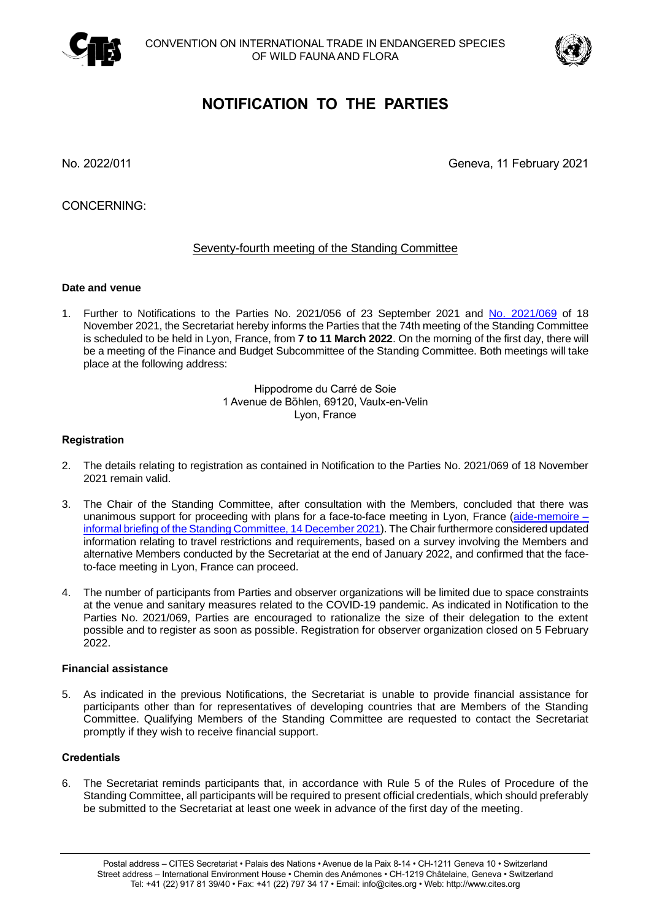CONVENTION ON INTERNATIONAL TRADE IN ENDANGERED SPECIES OF WILD FAUNA AND FLORA

# NOTIFICATION TO THE PARTIES

No. 2022/011

Geneva, 11 February 2021

CONCERNING:

## Seventy-fourth meeting of the Standing Committee

### Date and venue

1. Further to Notifications to the Parties No. 2021/056 of 23 September 2021 and No. 2021/069 of 18 November 2021, the Secretariat hereby informs the Parties that the 74th meeting of the Standing Committee is scheduled to be held in Lyon, France, from **7 to 11 March 2022**. On the morning of the first day, there will be a meeting of the Finance and Budget Subcommittee of the Standing Committee. Both meetings will take place at the following address:

   Hippodrome du Carré de Soie
   1 Avenue de Böhlen, 69120, Vaulx-en-Velin
   Lyon, France

### Registration

2. The details relating to registration as contained in Notification to the Parties No. 2021/069 of 18 November 2021 remain valid.

3. The Chair of the Standing Committee, after consultation with the Members, concluded that there was unanimous support for proceeding with plans for a face-to-face meeting in Lyon, France (aide-memoire – informal briefing of the Standing Committee, 14 December 2021). The Chair furthermore considered updated information relating to travel restrictions and requirements, based on a survey involving the Members and alternative Members conducted by the Secretariat at the end of January 2022, and confirmed that the face-to-face meeting in Lyon, France can proceed.

4. The number of participants from Parties and observer organizations will be limited due to space constraints at the venue and sanitary measures related to the COVID-19 pandemic. As indicated in Notification to the Parties No. 2021/069, Parties are encouraged to rationalize the size of their delegation to the extent possible and to register as soon as possible. Registration for observer organization closed on 5 February 2022.

### Financial assistance

5. As indicated in the previous Notifications, the Secretariat is unable to provide financial assistance for participants other than for representatives of developing countries that are Members of the Standing Committee. Qualifying Members of the Standing Committee are requested to contact the Secretariat promptly if they wish to receive financial support.

### Credentials

6. The Secretariat reminds participants that, in accordance with Rule 5 of the Rules of Procedure of the Standing Committee, all participants will be required to present official credentials, which should preferably be submitted to the Secretariat at least one week in advance of the first day of the meeting.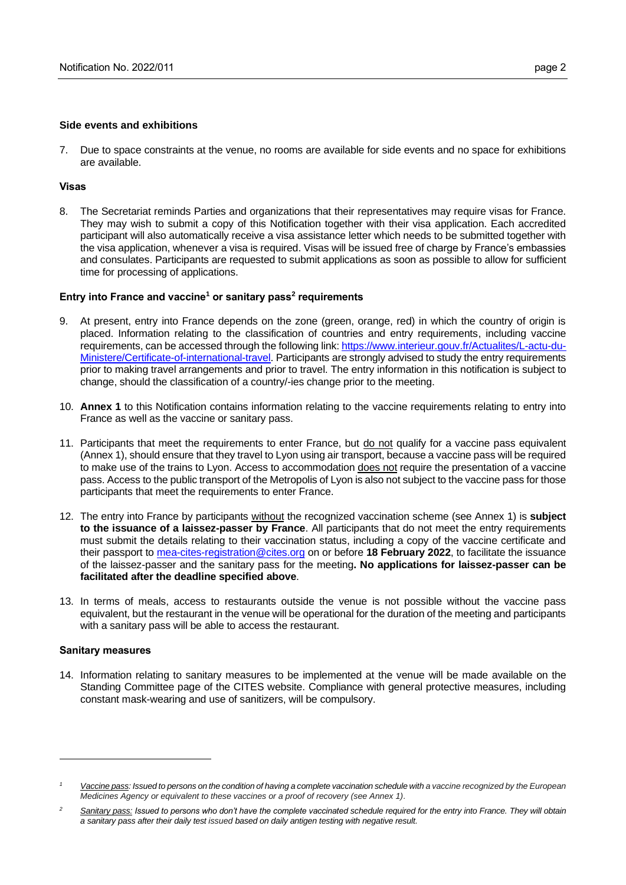**Side events and exhibitions**

7. Due to space constraints at the venue, no rooms are available for side events and no space for exhibitions are available.

**Visas**

8. The Secretariat reminds Parties and organizations that their representatives may require visas for France. They may wish to submit a copy of this Notification together with their visa application. Each accredited participant will also automatically receive a visa assistance letter which needs to be submitted together with the visa application, whenever a visa is required. Visas will be issued free of charge by France's embassies and consulates. Participants are requested to submit applications as soon as possible to allow for sufficient time for processing of applications.

**Entry into France and vaccine[1] or sanitary pass[2] requirements**

9. At present, entry into France depends on the zone (green, orange, red) in which the country of origin is placed. Information relating to the classification of countries and entry requirements, including vaccine requirements, can be accessed through the following link: [https://www.interieur.gouv.fr/Actualites/L-actu-du-Ministere/Certificate-of-international-travel](https://www.interieur.gouv.fr/Actualites/L-actu-du-Ministere/Certificate-of-international-travel). Participants are strongly advised to study the entry requirements prior to making travel arrangements and prior to travel. The entry information in this notification is subject to change, should the classification of a country/-ies change prior to the meeting.

10. **Annex 1** to this Notification contains information relating to the vaccine requirements relating to entry into France as well as the vaccine or sanitary pass.

11. Participants that meet the requirements to enter France, but do not qualify for a vaccine pass equivalent (Annex 1), should ensure that they travel to Lyon using air transport, because a vaccine pass will be required to make use of the trains to Lyon. Access to accommodation does not require the presentation of a vaccine pass. Access to the public transport of the Metropolis of Lyon is also not subject to the vaccine pass for those participants that meet the requirements to enter France.

12. The entry into France by participants without the recognized vaccination scheme (see Annex 1) is **subject to the issuance of a laissez-passer by France**. All participants that do not meet the entry requirements must submit the details relating to their vaccination status, including a copy of the vaccine certificate and their passport to [mea-cites-registration@cites.org](mailto:mea-cites-registration@cites.org) on or before **18 February 2022**, to facilitate the issuance of the laissez-passer and the sanitary pass for the meeting**. No applications for laissez-passer can be facilitated after the deadline specified above**.

13. In terms of meals, access to restaurants outside the venue is not possible without the vaccine pass equivalent, but the restaurant in the venue will be operational for the duration of the meeting and participants with a sanitary pass will be able to access the restaurant.

**Sanitary measures**

14. Information relating to sanitary measures to be implemented at the venue will be made available on the Standing Committee page of the CITES website. Compliance with general protective measures, including constant mask-wearing and use of sanitizers, will be compulsory.

---

[1] *Vaccine pass: Issued to persons on the condition of having a complete vaccination schedule with a vaccine recognized by the European Medicines Agency or equivalent to these vaccines or a proof of recovery (see Annex 1).*

[2] *Sanitary pass: Issued to persons who don't have the complete vaccinated schedule required for the entry into France. They will obtain a sanitary pass after their daily test issued based on daily antigen testing with negative result.*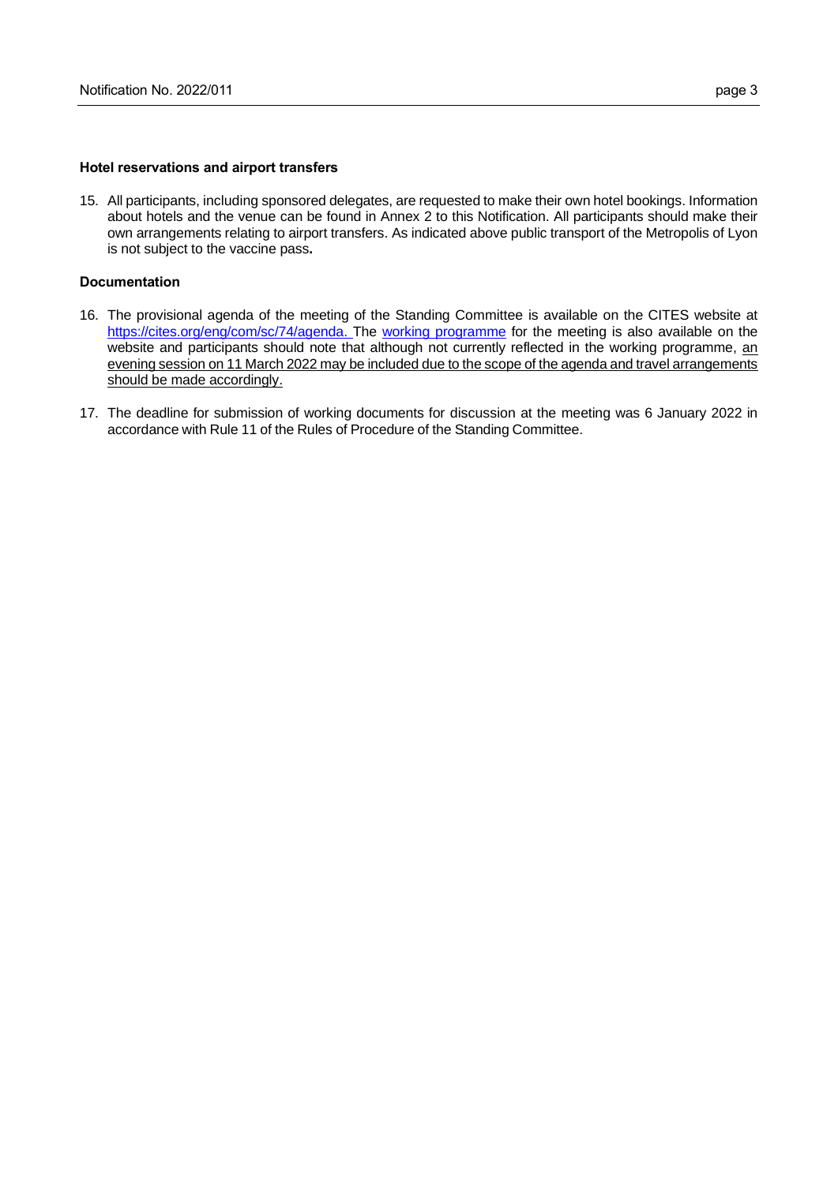### Hotel reservations and airport transfers

15. All participants, including sponsored delegates, are requested to make their own hotel bookings. Information about hotels and the venue can be found in Annex 2 to this Notification. All participants should make their own arrangements relating to airport transfers. As indicated above public transport of the Metropolis of Lyon is not subject to the vaccine pass**.**

### Documentation

16. The provisional agenda of the meeting of the Standing Committee is available on the CITES website at [https://cites.org/eng/com/sc/74/agenda.](https://cites.org/eng/com/sc/74/agenda) The [working programme](working programme) for the meeting is also available on the website and participants should note that although not currently reflected in the working programme, <u>an evening session on 11 March 2022 may be included due to the scope of the agenda and travel arrangements should be made accordingly.</u>

17. The deadline for submission of working documents for discussion at the meeting was 6 January 2022 in accordance with Rule 11 of the Rules of Procedure of the Standing Committee.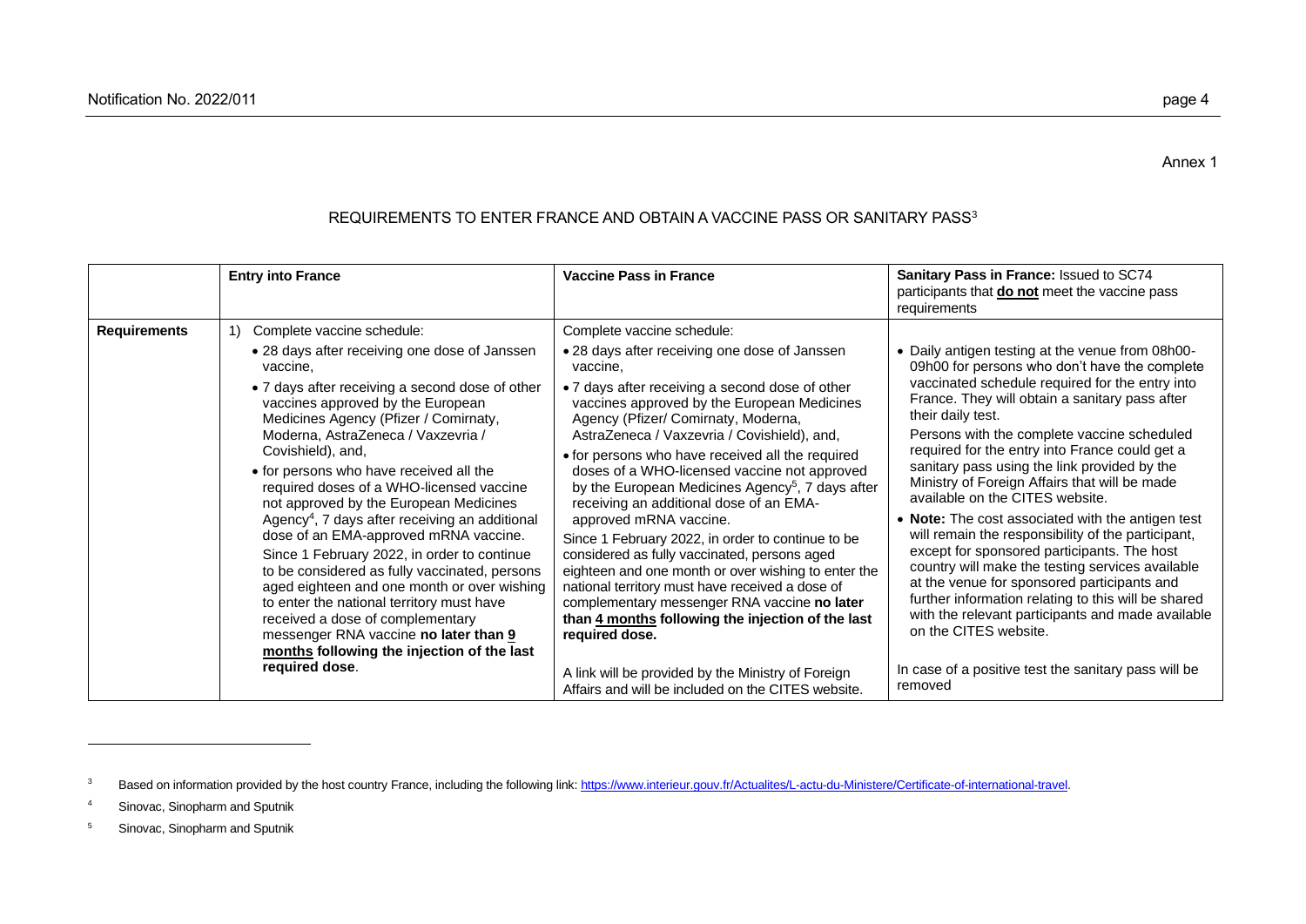Annex 1

## REQUIREMENTS TO ENTER FRANCE AND OBTAIN A VACCINE PASS OR SANITARY PASS[3]

| | **Entry into France** | **Vaccine Pass in France** | **Sanitary Pass in France:** Issued to SC74 participants that **do not** meet the vaccine pass requirements |
|---|---|---|---|
| **Requirements** | 1) Complete vaccine schedule:<br>• 28 days after receiving one dose of Janssen vaccine,<br>• 7 days after receiving a second dose of other vaccines approved by the European Medicines Agency (Pfizer / Comirnaty, Moderna, AstraZeneca / Vaxzevria / Covishield), and,<br>• for persons who have received all the required doses of a WHO-licensed vaccine not approved by the European Medicines Agency[4], 7 days after receiving an additional dose of an EMA-approved mRNA vaccine.<br>Since 1 February 2022, in order to continue to be considered as fully vaccinated, persons aged eighteen and one month or over wishing to enter the national territory must have received a dose of complementary messenger RNA vaccine **no later than 9 months following the injection of the last required dose**. | Complete vaccine schedule:<br>• 28 days after receiving one dose of Janssen vaccine,<br>• 7 days after receiving a second dose of other vaccines approved by the European Medicines Agency (Pfizer/ Comirnaty, Moderna, AstraZeneca / Vaxzevria / Covishield), and,<br>• for persons who have received all the required doses of a WHO-licensed vaccine not approved by the European Medicines Agency[5], 7 days after receiving an additional dose of an EMA-approved mRNA vaccine.<br>Since 1 February 2022, in order to continue to be considered as fully vaccinated, persons aged eighteen and one month or over wishing to enter the national territory must have received a dose of complementary messenger RNA vaccine **no later than 4 months following the injection of the last required dose.**<br><br>A link will be provided by the Ministry of Foreign Affairs and will be included on the CITES website. | • Daily antigen testing at the venue from 08h00-09h00 for persons who don't have the complete vaccinated schedule required for the entry into France. They will obtain a sanitary pass after their daily test.<br>Persons with the complete vaccine scheduled required for the entry into France could get a sanitary pass using the link provided by the Ministry of Foreign Affairs that will be made available on the CITES website.<br>• **Note:** The cost associated with the antigen test will remain the responsibility of the participant, except for sponsored participants. The host country will make the testing services available at the venue for sponsored participants and further information relating to this will be shared with the relevant participants and made available on the CITES website.<br><br>In case of a positive test the sanitary pass will be removed |

---

[3] Based on information provided by the host country France, including the following link: https://www.interieur.gouv.fr/Actualites/L-actu-du-Ministere/Certificate-of-international-travel.

[4] Sinovac, Sinopharm and Sputnik

[5] Sinovac, Sinopharm and Sputnik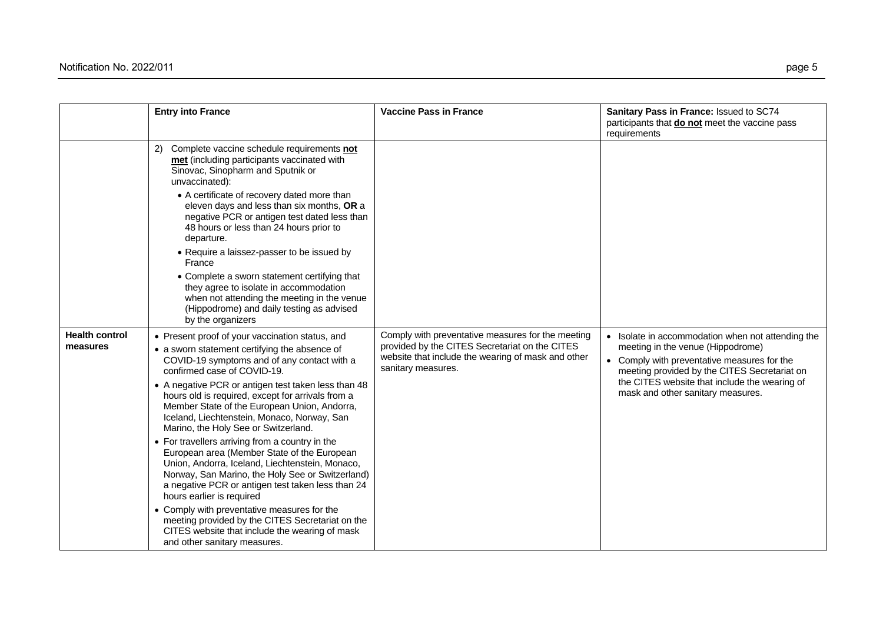| | Entry into France | Vaccine Pass in France | Sanitary Pass in France: Issued to SC74 participants that **do not** meet the vaccine pass requirements |
|---|---|---|---|
| | 2) Complete vaccine schedule requirements **not met** (including participants vaccinated with Sinovac, Sinopharm and Sputnik or unvaccinated):<br>• A certificate of recovery dated more than eleven days and less than six months, **OR** a negative PCR or antigen test dated less than 48 hours or less than 24 hours prior to departure.<br>• Require a laissez-passer to be issued by France<br>• Complete a sworn statement certifying that they agree to isolate in accommodation when not attending the meeting in the venue (Hippodrome) and daily testing as advised by the organizers | | |
| **Health control measures** | • Present proof of your vaccination status, and<br>• a sworn statement certifying the absence of COVID-19 symptoms and of any contact with a confirmed case of COVID-19.<br>• A negative PCR or antigen test taken less than 48 hours old is required, except for arrivals from a Member State of the European Union, Andorra, Iceland, Liechtenstein, Monaco, Norway, San Marino, the Holy See or Switzerland.<br>• For travellers arriving from a country in the European area (Member State of the European Union, Andorra, Iceland, Liechtenstein, Monaco, Norway, San Marino, the Holy See or Switzerland) a negative PCR or antigen test taken less than 24 hours earlier is required<br>• Comply with preventative measures for the meeting provided by the CITES Secretariat on the CITES website that include the wearing of mask and other sanitary measures. | Comply with preventative measures for the meeting provided by the CITES Secretariat on the CITES website that include the wearing of mask and other sanitary measures. | • Isolate in accommodation when not attending the meeting in the venue (Hippodrome)<br>• Comply with preventative measures for the meeting provided by the CITES Secretariat on the CITES website that include the wearing of mask and other sanitary measures. |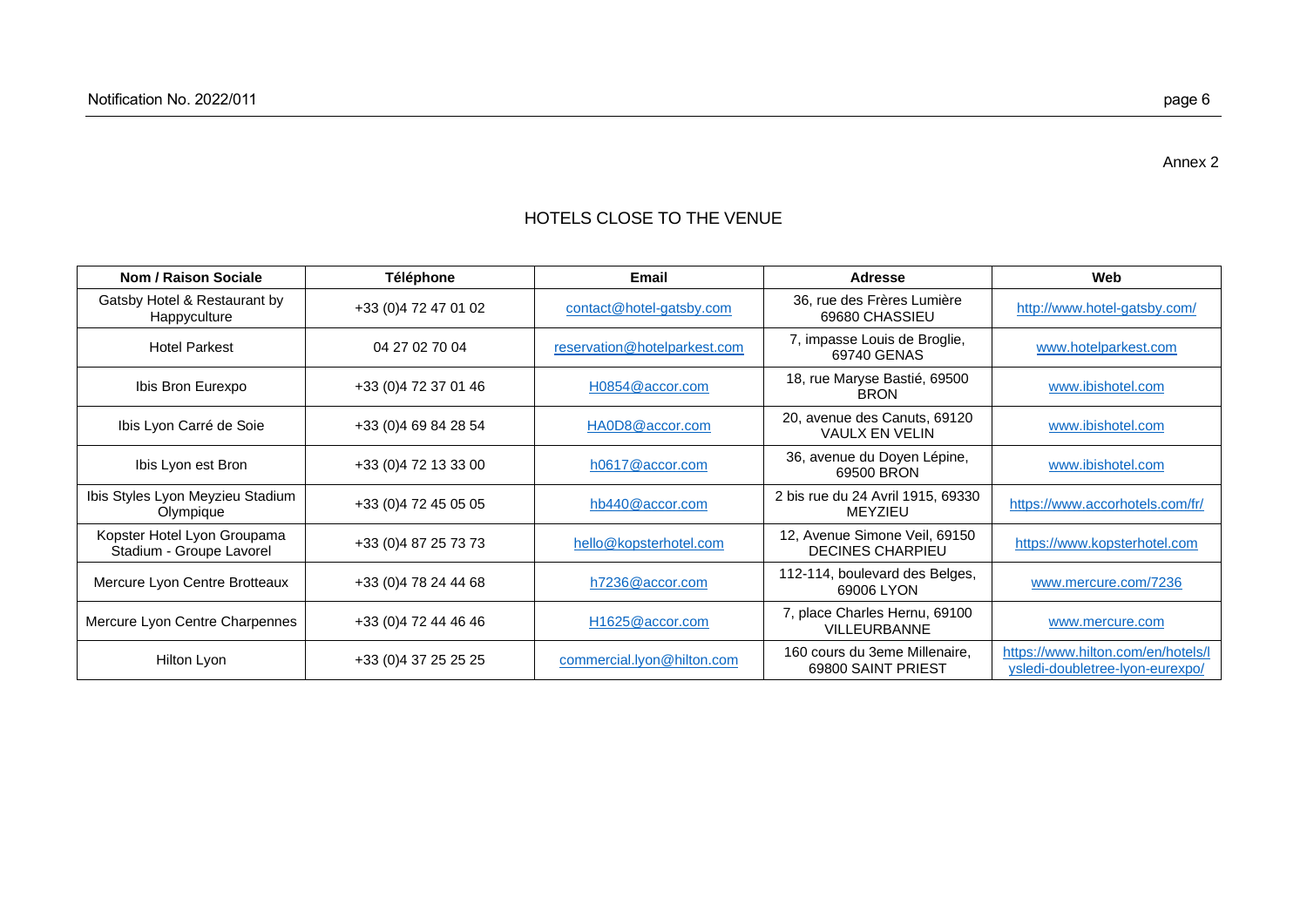Annex 2

## HOTELS CLOSE TO THE VENUE

| Nom / Raison Sociale | Téléphone | Email | Adresse | Web |
|---|---|---|---|---|
| Gatsby Hotel & Restaurant by Happyculture | +33 (0)4 72 47 01 02 | contact@hotel-gatsby.com | 36, rue des Frères Lumière 69680 CHASSIEU | http://www.hotel-gatsby.com/ |
| Hotel Parkest | 04 27 02 70 04 | reservation@hotelparkest.com | 7, impasse Louis de Broglie, 69740 GENAS | www.hotelparkest.com |
| Ibis Bron Eurexpo | +33 (0)4 72 37 01 46 | H0854@accor.com | 18, rue Maryse Bastié, 69500 BRON | www.ibishotel.com |
| Ibis Lyon Carré de Soie | +33 (0)4 69 84 28 54 | HA0D8@accor.com | 20, avenue des Canuts, 69120 VAULX EN VELIN | www.ibishotel.com |
| Ibis Lyon est Bron | +33 (0)4 72 13 33 00 | h0617@accor.com | 36, avenue du Doyen Lépine, 69500 BRON | www.ibishotel.com |
| Ibis Styles Lyon Meyzieu Stadium Olympique | +33 (0)4 72 45 05 05 | hb440@accor.com | 2 bis rue du 24 Avril 1915, 69330 MEYZIEU | https://www.accorhotels.com/fr/ |
| Kopster Hotel Lyon Groupama Stadium - Groupe Lavorel | +33 (0)4 87 25 73 73 | hello@kopsterhotel.com | 12, Avenue Simone Veil, 69150 DECINES CHARPIEU | https://www.kopsterhotel.com |
| Mercure Lyon Centre Brotteaux | +33 (0)4 78 24 44 68 | h7236@accor.com | 112-114, boulevard des Belges, 69006 LYON | www.mercure.com/7236 |
| Mercure Lyon Centre Charpennes | +33 (0)4 72 44 46 46 | H1625@accor.com | 7, place Charles Hernu, 69100 VILLEURBANNE | www.mercure.com |
| Hilton Lyon | +33 (0)4 37 25 25 25 | commercial.lyon@hilton.com | 160 cours du 3eme Millenaire, 69800 SAINT PRIEST | https://www.hilton.com/en/hotels/lysledi-doubletree-lyon-eurexpo/ |